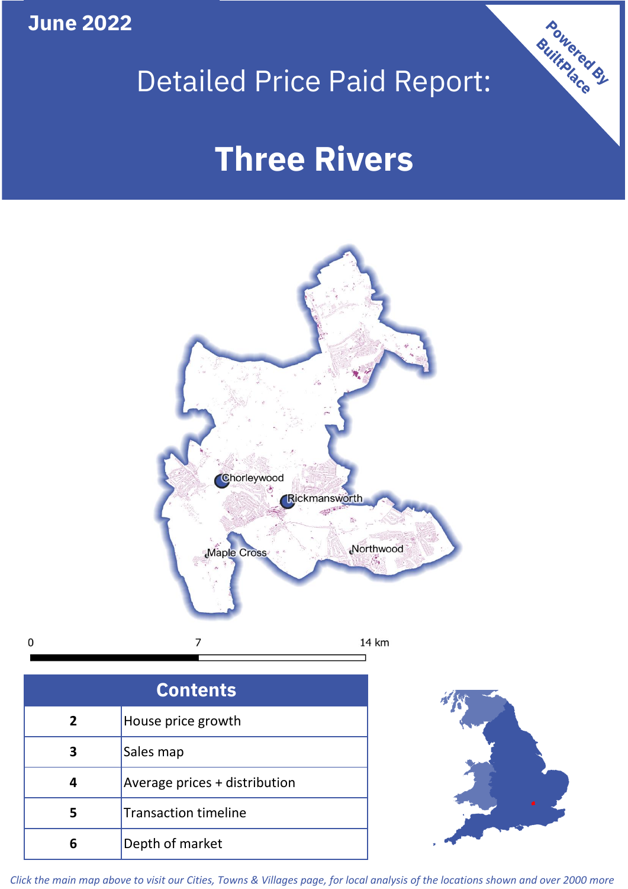June 2022

# Detailed Price Paid Report:

# Three Rivers

Powered By BuiltPlace

Chorleywood

Rickmansworth

Maple Cross

Northwood

0 7 14 km

| Contents | |
|---|---|
| 2 | House price growth |
| 3 | Sales map |
| 4 | Average prices + distribution |
| 5 | Transaction timeline |
| 6 | Depth of market |

*Click the main map above to visit our Cities, Towns & Villages page, for local analysis of the locations shown and over 2000 more*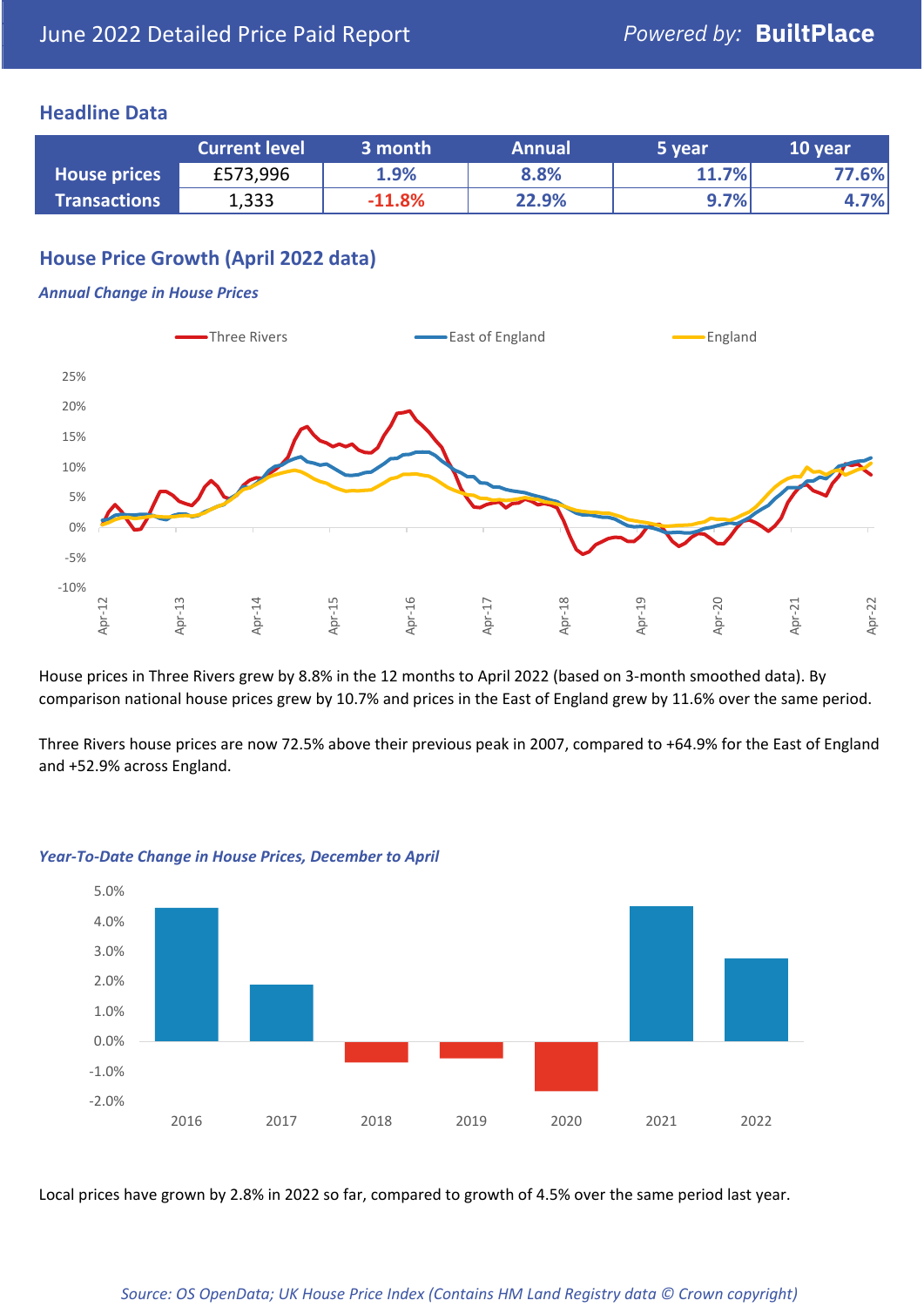June 2022 Detailed Price Paid Report — *Powered by:* **BuiltPlace**

## Headline Data

| | Current level | 3 month | Annual | 5 year | 10 year |
|---|---|---|---|---|---|
| **House prices** | £573,996 | 1.9% | 8.8% | 11.7% | 77.6% |
| **Transactions** | 1,333 | -11.8% | 22.9% | 9.7% | 4.7% |

## House Price Growth (April 2022 data)

### *Annual Change in House Prices*

House prices in Three Rivers grew by 8.8% in the 12 months to April 2022 (based on 3-month smoothed data). By comparison national house prices grew by 10.7% and prices in the East of England grew by 11.6% over the same period.

Three Rivers house prices are now 72.5% above their previous peak in 2007, compared to +64.9% for the East of England and +52.9% across England.

### *Year-To-Date Change in House Prices, December to April*

Local prices have grown by 2.8% in 2022 so far, compared to growth of 4.5% over the same period last year.

*Source: OS OpenData; UK House Price Index (Contains HM Land Registry data © Crown copyright)*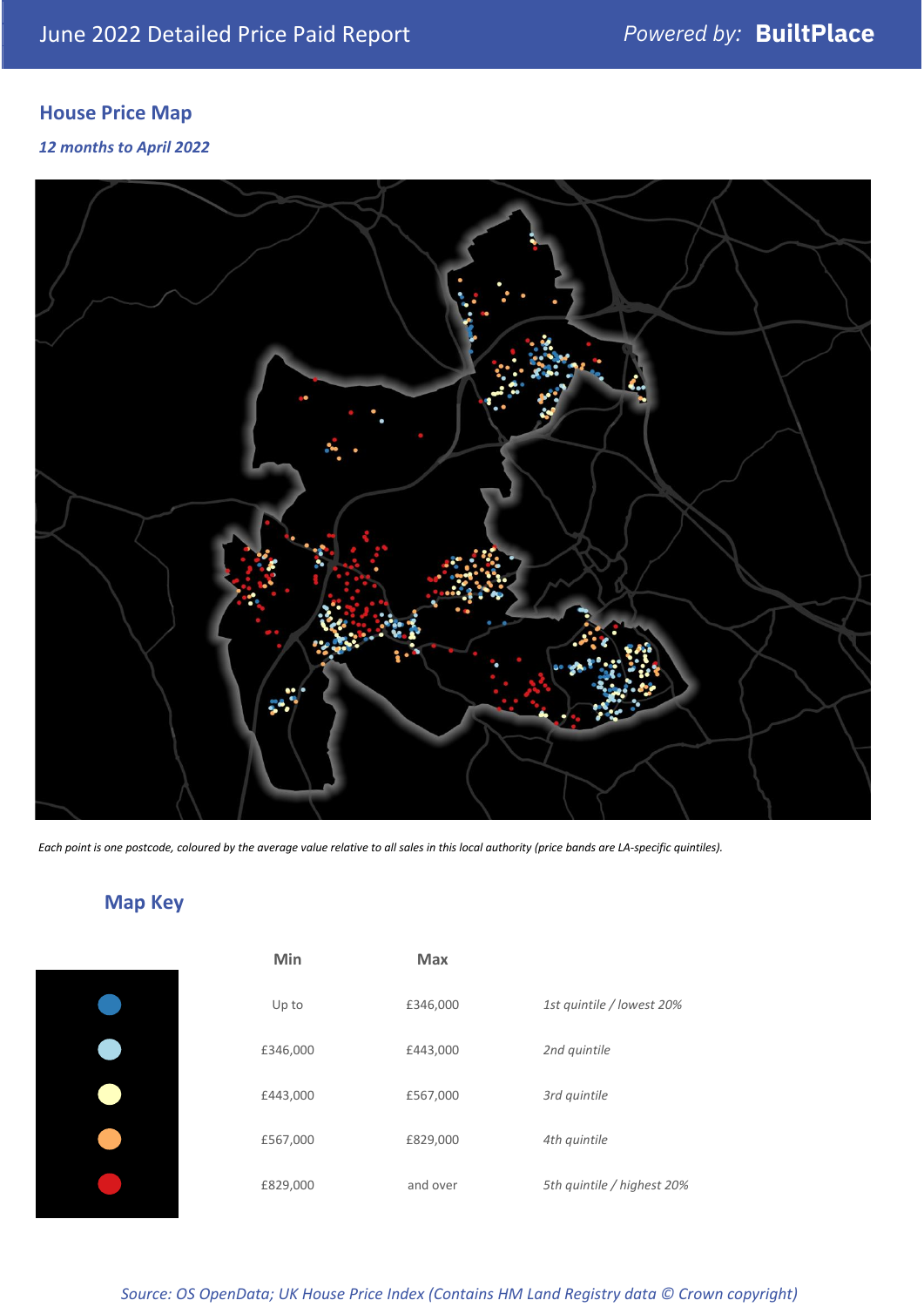June 2022 Detailed Price Paid Report

*Powered by:* **BuiltPlace**

## House Price Map

***12 months to April 2022***

*Each point is one postcode, coloured by the average value relative to all sales in this local authority (price bands are LA-specific quintiles).*

## Map Key

| | Min | Max | |
|---|---|---|---|
| | Up to | £346,000 | *1st quintile / lowest 20%* |
| | £346,000 | £443,000 | *2nd quintile* |
| | £443,000 | £567,000 | *3rd quintile* |
| | £567,000 | £829,000 | *4th quintile* |
| | £829,000 | and over | *5th quintile / highest 20%* |

*Source: OS OpenData; UK House Price Index (Contains HM Land Registry data © Crown copyright)*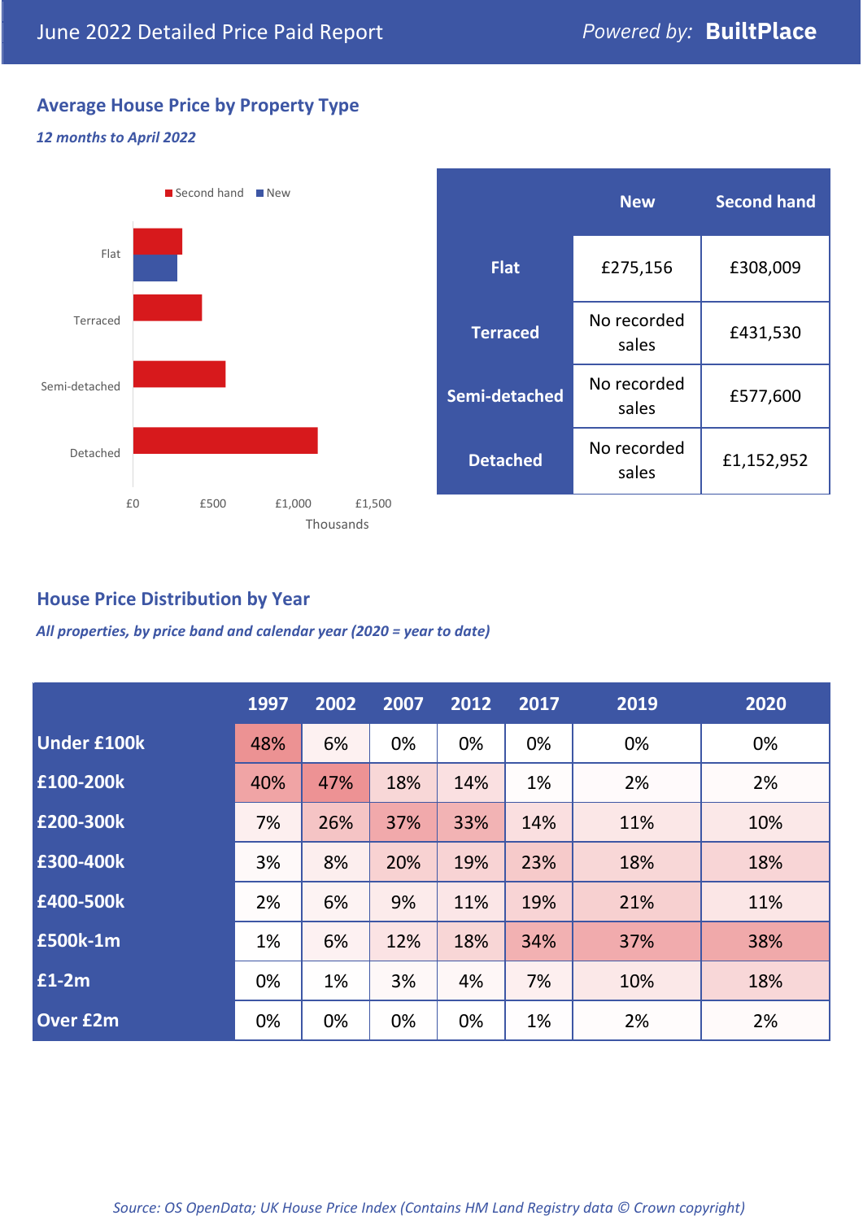June 2022 Detailed Price Paid Report

*Powered by:* **BuiltPlace**

## Average House Price by Property Type

***12 months to April 2022***

|  | New | Second hand |
|---|---|---|
| **Flat** | £275,156 | £308,009 |
| **Terraced** | No recorded sales | £431,530 |
| **Semi-detached** | No recorded sales | £577,600 |
| **Detached** | No recorded sales | £1,152,952 |

## House Price Distribution by Year

***All properties, by price band and calendar year (2020 = year to date)***

|  | 1997 | 2002 | 2007 | 2012 | 2017 | 2019 | 2020 |
|---|---|---|---|---|---|---|---|
| **Under £100k** | 48% | 6% | 0% | 0% | 0% | 0% | 0% |
| **£100-200k** | 40% | 47% | 18% | 14% | 1% | 2% | 2% |
| **£200-300k** | 7% | 26% | 37% | 33% | 14% | 11% | 10% |
| **£300-400k** | 3% | 8% | 20% | 19% | 23% | 18% | 18% |
| **£400-500k** | 2% | 6% | 9% | 11% | 19% | 21% | 11% |
| **£500k-1m** | 1% | 6% | 12% | 18% | 34% | 37% | 38% |
| **£1-2m** | 0% | 1% | 3% | 4% | 7% | 10% | 18% |
| **Over £2m** | 0% | 0% | 0% | 0% | 1% | 2% | 2% |

*Source: OS OpenData; UK House Price Index (Contains HM Land Registry data © Crown copyright)*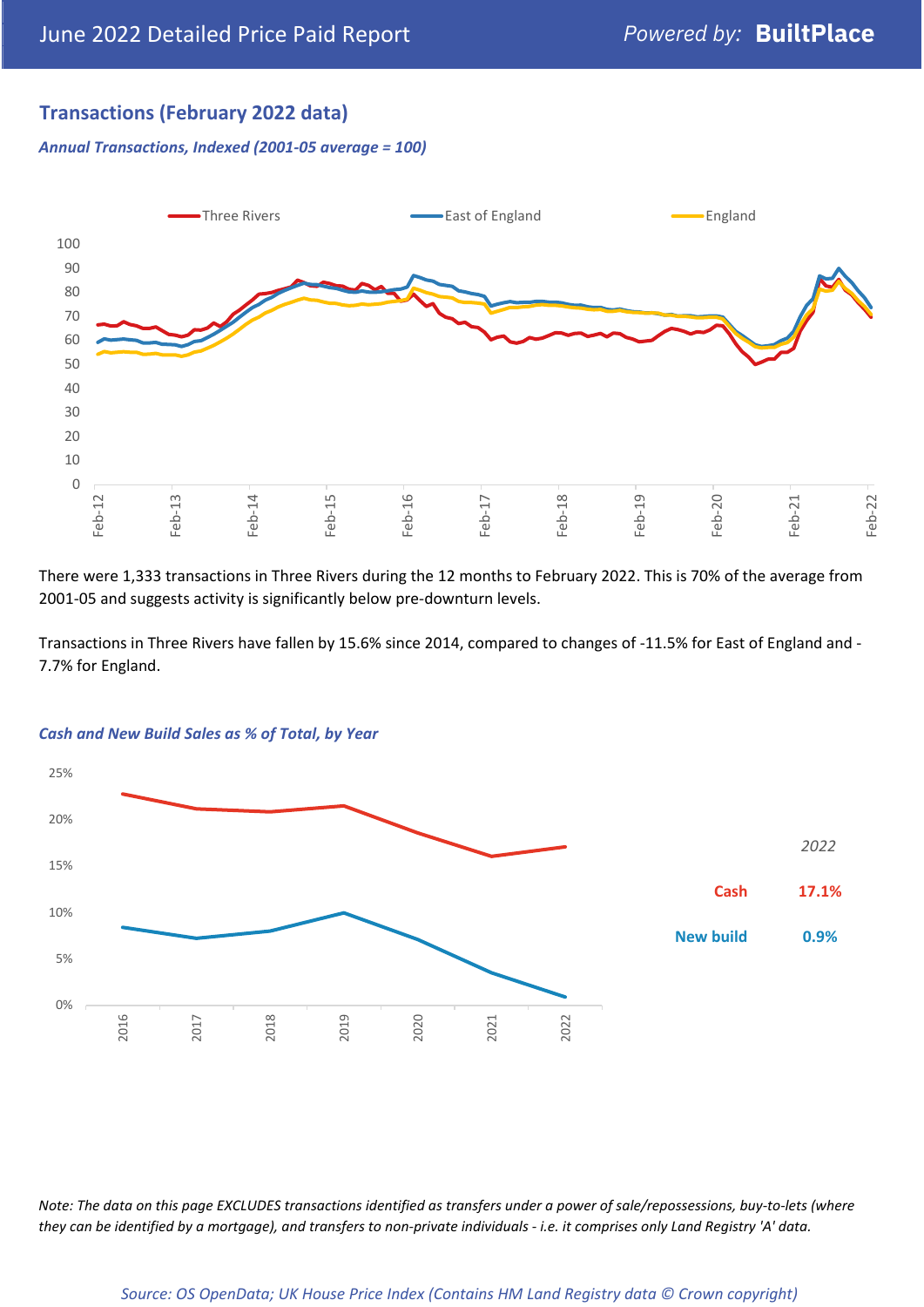## Transactions (February 2022 data)

*Annual Transactions, Indexed (2001-05 average = 100)*

There were 1,333 transactions in Three Rivers during the 12 months to February 2022. This is 70% of the average from 2001-05 and suggests activity is significantly below pre-downturn levels.

Transactions in Three Rivers have fallen by 15.6% since 2014, compared to changes of -11.5% for East of England and -7.7% for England.

*Cash and New Build Sales as % of Total, by Year*

| 2022 | |
|---|---|
| Cash | 17.1% |
| New build | 0.9% |

*Note: The data on this page EXCLUDES transactions identified as transfers under a power of sale/repossessions, buy-to-lets (where they can be identified by a mortgage), and transfers to non-private individuals - i.e. it comprises only Land Registry 'A' data.*

*Source: OS OpenData; UK House Price Index (Contains HM Land Registry data © Crown copyright)*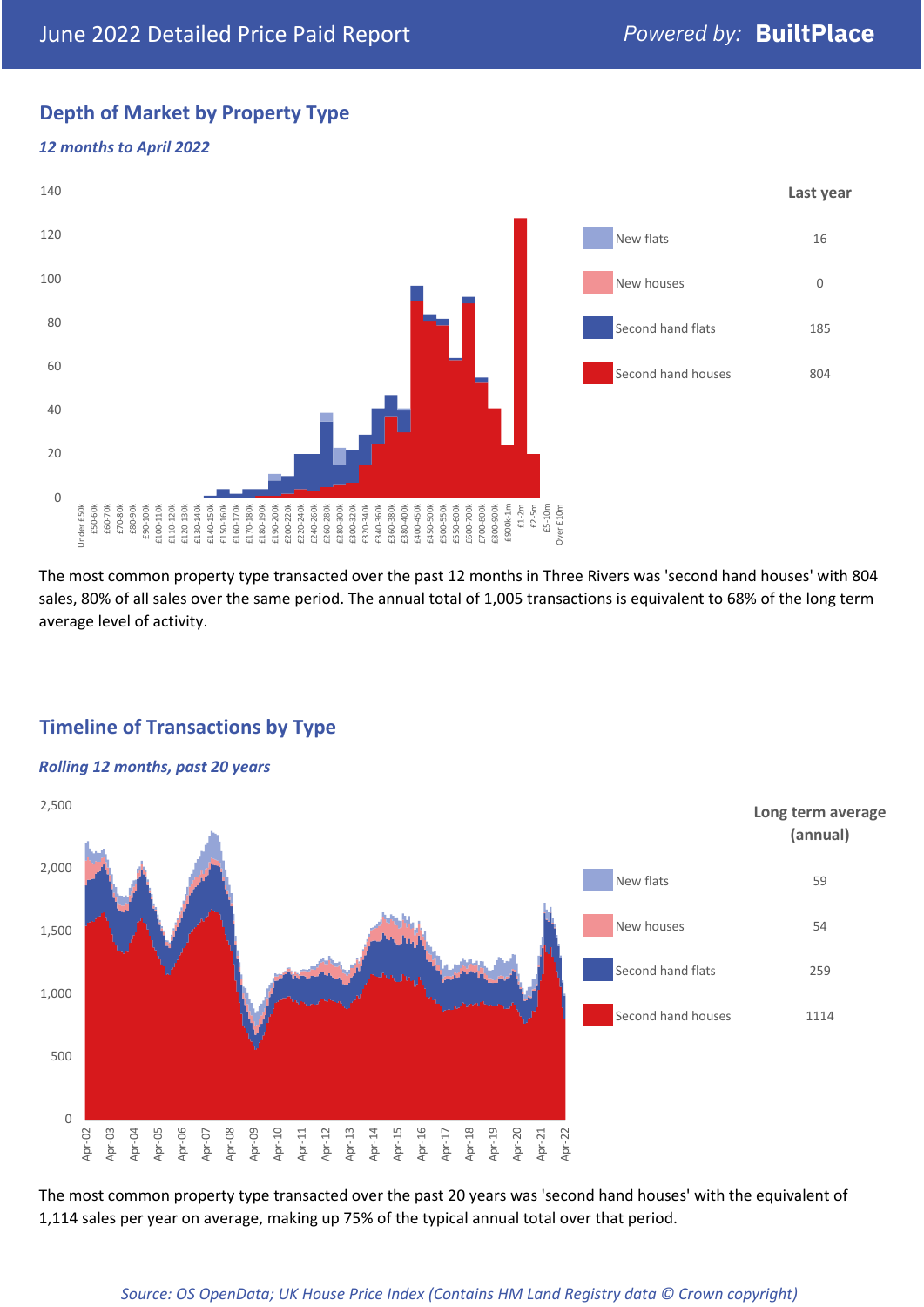June 2022 Detailed Price Paid Report

Powered by: **BuiltPlace**

## Depth of Market by Property Type

*12 months to April 2022*

140
120
100
80
60
40
20
0

Under £50k
£50-60k
£60-70k
£70-80k
£80-90k
£90-100k
£100-110k
£110-120k
£120-130k
£130-140k
£140-150k
£150-160k
£160-170k
£170-180k
£180-190k
£190-200k
£200-220k
£220-240k
£240-260k
£260-280k
£280-300k
£300-320k
£320-340k
£340-360k
£360-380k
£380-400k
£400-450k
£450-500k
£500-550k
£550-600k
£600-700k
£700-800k
£800-900k
£900k-1m
£1-2m
£2-5m
£5-10m
Over £10m

Last year

New flats 16

New houses 0

Second hand flats 185

Second hand houses 804

The most common property type transacted over the past 12 months in Three Rivers was 'second hand houses' with 804 sales, 80% of all sales over the same period. The annual total of 1,005 transactions is equivalent to 68% of the long term average level of activity.

## Timeline of Transactions by Type

*Rolling 12 months, past 20 years*

2,500
2,000
1,500
1,000
500
0

Apr-02
Apr-03
Apr-04
Apr-05
Apr-06
Apr-07
Apr-08
Apr-09
Apr-10
Apr-11
Apr-12
Apr-13
Apr-14
Apr-15
Apr-16
Apr-17
Apr-18
Apr-19
Apr-20
Apr-21
Apr-22

Long term average (annual)

New flats 59

New houses 54

Second hand flats 259

Second hand houses 1114

The most common property type transacted over the past 20 years was 'second hand houses' with the equivalent of 1,114 sales per year on average, making up 75% of the typical annual total over that period.

*Source: OS OpenData; UK House Price Index (Contains HM Land Registry data © Crown copyright)*